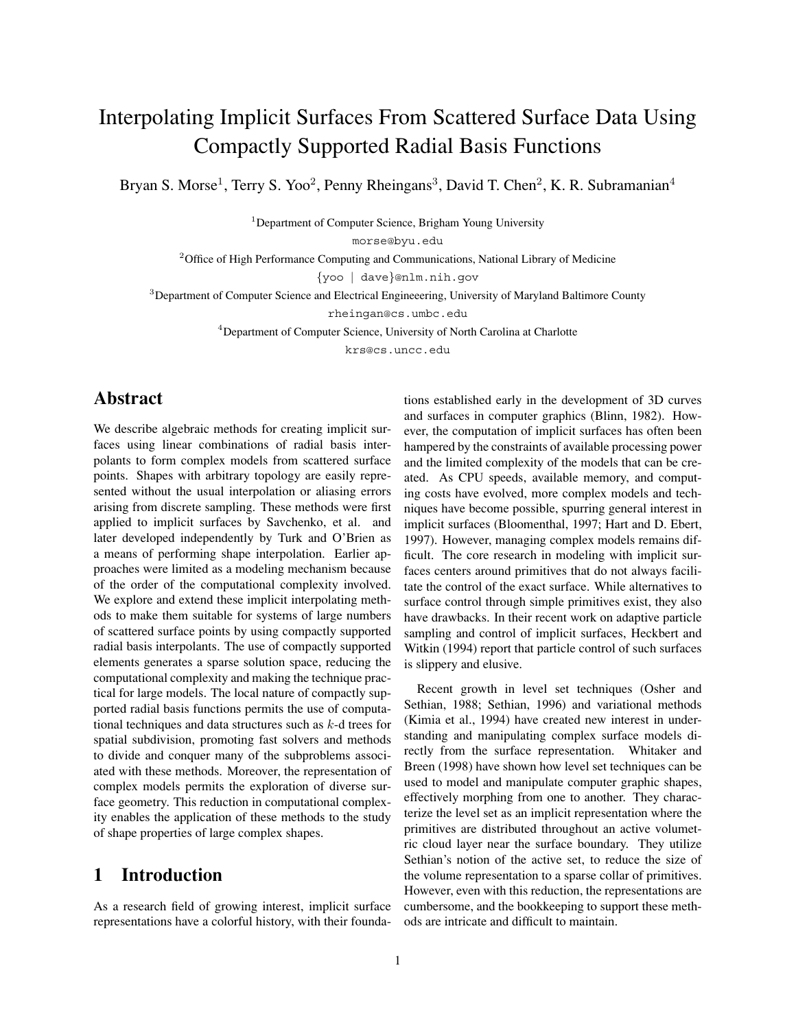# Interpolating Implicit Surfaces From Scattered Surface Data Using Compactly Supported Radial Basis Functions

Bryan S. Morse[1], Terry S. Yoo[2], Penny Rheingans[3], David T. Chen[2], K. R. Subramanian[4]

[1]Department of Computer Science, Brigham Young University
morse@byu.edu

[2]Office of High Performance Computing and Communications, National Library of Medicine
{yoo | dave}@nlm.nih.gov

[3]Department of Computer Science and Electrical Engineeering, University of Maryland Baltimore County
rheingan@cs.umbc.edu

[4]Department of Computer Science, University of North Carolina at Charlotte
krs@cs.uncc.edu

## Abstract

We describe algebraic methods for creating implicit surfaces using linear combinations of radial basis interpolants to form complex models from scattered surface points. Shapes with arbitrary topology are easily represented without the usual interpolation or aliasing errors arising from discrete sampling. These methods were first applied to implicit surfaces by Savchenko, et al. and later developed independently by Turk and O'Brien as a means of performing shape interpolation. Earlier approaches were limited as a modeling mechanism because of the order of the computational complexity involved. We explore and extend these implicit interpolating methods to make them suitable for systems of large numbers of scattered surface points by using compactly supported radial basis interpolants. The use of compactly supported elements generates a sparse solution space, reducing the computational complexity and making the technique practical for large models. The local nature of compactly supported radial basis functions permits the use of computational techniques and data structures such as $k$-d trees for spatial subdivision, promoting fast solvers and methods to divide and conquer many of the subproblems associated with these methods. Moreover, the representation of complex models permits the exploration of diverse surface geometry. This reduction in computational complexity enables the application of these methods to the study of shape properties of large complex shapes.

## 1 Introduction

As a research field of growing interest, implicit surface representations have a colorful history, with their foundations established early in the development of 3D curves and surfaces in computer graphics (Blinn, 1982). However, the computation of implicit surfaces has often been hampered by the constraints of available processing power and the limited complexity of the models that can be created. As CPU speeds, available memory, and computing costs have evolved, more complex models and techniques have become possible, spurring general interest in implicit surfaces (Bloomenthal, 1997; Hart and D. Ebert, 1997). However, managing complex models remains difficult. The core research in modeling with implicit surfaces centers around primitives that do not always facilitate the control of the exact surface. While alternatives to surface control through simple primitives exist, they also have drawbacks. In their recent work on adaptive particle sampling and control of implicit surfaces, Heckbert and Witkin (1994) report that particle control of such surfaces is slippery and elusive.

Recent growth in level set techniques (Osher and Sethian, 1988; Sethian, 1996) and variational methods (Kimia et al., 1994) have created new interest in understanding and manipulating complex surface models directly from the surface representation. Whitaker and Breen (1998) have shown how level set techniques can be used to model and manipulate computer graphic shapes, effectively morphing from one to another. They characterize the level set as an implicit representation where the primitives are distributed throughout an active volumetric cloud layer near the surface boundary. They utilize Sethian's notion of the active set, to reduce the size of the volume representation to a sparse collar of primitives. However, even with this reduction, the representations are cumbersome, and the bookkeeping to support these methods are intricate and difficult to maintain.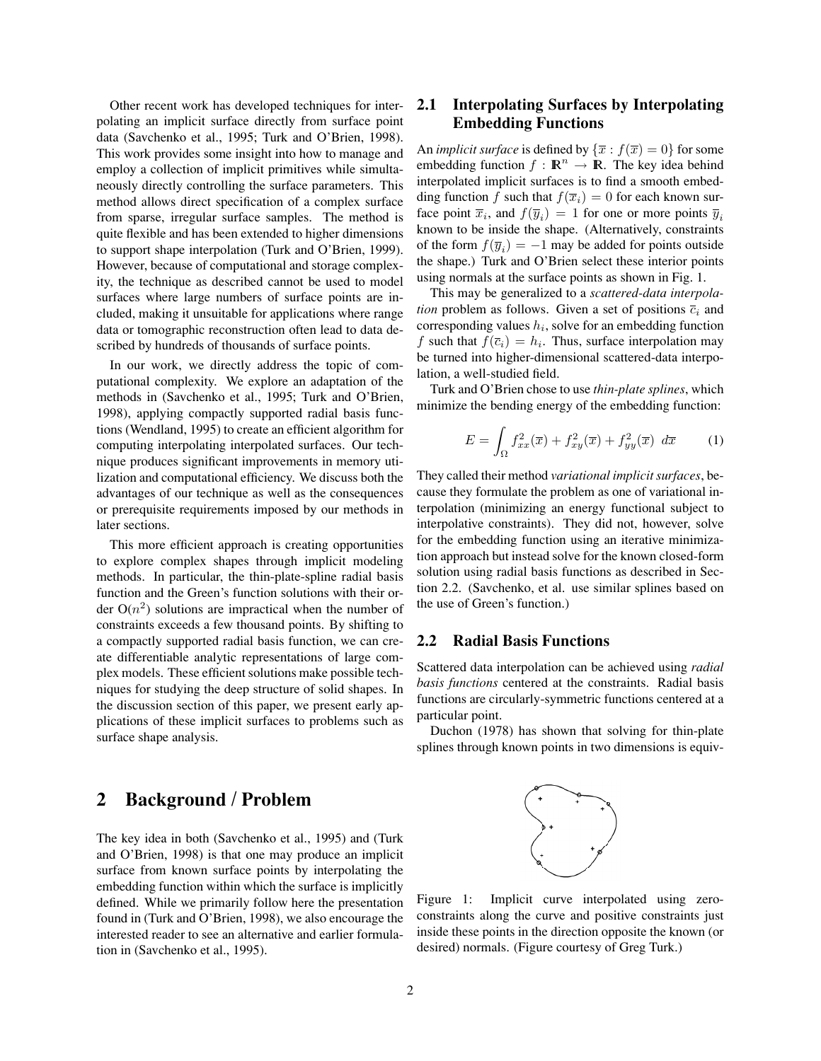Other recent work has developed techniques for interpolating an implicit surface directly from surface point data (Savchenko et al., 1995; Turk and O'Brien, 1998). This work provides some insight into how to manage and employ a collection of implicit primitives while simultaneously directly controlling the surface parameters. This method allows direct specification of a complex surface from sparse, irregular surface samples. The method is quite flexible and has been extended to higher dimensions to support shape interpolation (Turk and O'Brien, 1999). However, because of computational and storage complexity, the technique as described cannot be used to model surfaces where large numbers of surface points are included, making it unsuitable for applications where range data or tomographic reconstruction often lead to data described by hundreds of thousands of surface points.

In our work, we directly address the topic of computational complexity. We explore an adaptation of the methods in (Savchenko et al., 1995; Turk and O'Brien, 1998), applying compactly supported radial basis functions (Wendland, 1995) to create an efficient algorithm for computing interpolating interpolated surfaces. Our technique produces significant improvements in memory utilization and computational efficiency. We discuss both the advantages of our technique as well as the consequences or prerequisite requirements imposed by our methods in later sections.

This more efficient approach is creating opportunities to explore complex shapes through implicit modeling methods. In particular, the thin-plate-spline radial basis function and the Green's function solutions with their order O($n^2$) solutions are impractical when the number of constraints exceeds a few thousand points. By shifting to a compactly supported radial basis function, we can create differentiable analytic representations of large complex models. These efficient solutions make possible techniques for studying the deep structure of solid shapes. In the discussion section of this paper, we present early applications of these implicit surfaces to problems such as surface shape analysis.

# 2 Background / Problem

The key idea in both (Savchenko et al., 1995) and (Turk and O'Brien, 1998) is that one may produce an implicit surface from known surface points by interpolating the embedding function within which the surface is implicitly defined. While we primarily follow here the presentation found in (Turk and O'Brien, 1998), we also encourage the interested reader to see an alternative and earlier formulation in (Savchenko et al., 1995).

## 2.1 Interpolating Surfaces by Interpolating Embedding Functions

An *implicit surface* is defined by $\{\overline{x} : f(\overline{x}) = 0\}$ for some embedding function $f : \mathbb{R}^n \rightarrow \mathbb{R}$. The key idea behind interpolated implicit surfaces is to find a smooth embedding function $f$ such that $f(\overline{x}_i) = 0$ for each known surface point $\overline{x}_i$, and $f(\overline{y}_i) = 1$ for one or more points $\overline{y}_i$ known to be inside the shape. (Alternatively, constraints of the form $f(\overline{y}_i) = -1$ may be added for points outside the shape.) Turk and O'Brien select these interior points using normals at the surface points as shown in Fig. 1.

This may be generalized to a *scattered-data interpolation* problem as follows. Given a set of positions $\overline{c}_i$ and corresponding values $h_i$, solve for an embedding function $f$ such that $f(\overline{c}_i) = h_i$. Thus, surface interpolation may be turned into higher-dimensional scattered-data interpolation, a well-studied field.

Turk and O'Brien chose to use *thin-plate splines*, which minimize the bending energy of the embedding function:

$$E = \int_{\Omega} f_{xx}^2(\overline{x}) + f_{xy}^2(\overline{x}) + f_{yy}^2(\overline{x}) \; d\overline{x} \qquad (1)$$

They called their method *variational implicit surfaces*, because they formulate the problem as one of variational interpolation (minimizing an energy functional subject to interpolative constraints). They did not, however, solve for the embedding function using an iterative minimization approach but instead solve for the known closed-form solution using radial basis functions as described in Section 2.2. (Savchenko, et al. use similar splines based on the use of Green's function.)

## 2.2 Radial Basis Functions

Scattered data interpolation can be achieved using *radial basis functions* centered at the constraints. Radial basis functions are circularly-symmetric functions centered at a particular point.

Duchon (1978) has shown that solving for thin-plate splines through known points in two dimensions is equiv-

Figure 1: Implicit curve interpolated using zero-constraints along the curve and positive constraints just inside these points in the direction opposite the known (or desired) normals. (Figure courtesy of Greg Turk.)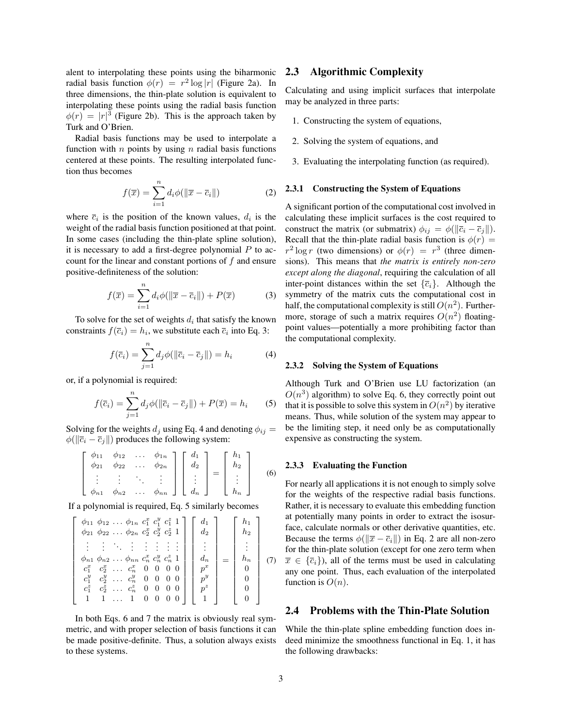alent to interpolating these points using the biharmonic radial basis function $\phi(r) = r^2 \log |r|$ (Figure 2a). In three dimensions, the thin-plate solution is equivalent to interpolating these points using the radial basis function $\phi(r) = |r|^3$ (Figure 2b). This is the approach taken by Turk and O'Brien.

Radial basis functions may be used to interpolate a function with $n$ points by using $n$ radial basis functions centered at these points. The resulting interpolated function thus becomes

$$f(\overline{x}) = \sum_{i=1}^{n} d_i \phi(\|\overline{x} - \overline{c}_i\|) \tag{2}$$

where $\overline{c}_i$ is the position of the known values, $d_i$ is the weight of the radial basis function positioned at that point. In some cases (including the thin-plate spline solution), it is necessary to add a first-degree polynomial $P$ to account for the linear and constant portions of $f$ and ensure positive-definiteness of the solution:

$$f(\overline{x}) = \sum_{i=1}^{n} d_i \phi(\|\overline{x} - \overline{c}_i\|) + P(\overline{x}) \tag{3}$$

To solve for the set of weights $d_i$ that satisfy the known constraints $f(\overline{c}_i) = h_i$, we substitute each $\overline{c}_i$ into Eq. 3:

$$f(\overline{c}_i) = \sum_{j=1}^{n} d_j \phi(\|\overline{c}_i - \overline{c}_j\|) = h_i \tag{4}$$

or, if a polynomial is required:

$$f(\overline{c}_i) = \sum_{j=1}^{n} d_j \phi(\|\overline{c}_i - \overline{c}_j\|) + P(\overline{x}) = h_i \tag{5}$$

Solving for the weights $d_j$ using Eq. 4 and denoting $\phi_{ij} = \phi(\|\overline{c}_i - \overline{c}_j\|)$ produces the following system:

$$\begin{bmatrix} \phi_{11} & \phi_{12} & \dots & \phi_{1n} \\ \phi_{21} & \phi_{22} & \dots & \phi_{2n} \\ \vdots & \vdots & \ddots & \vdots \\ \phi_{n1} & \phi_{n2} & \dots & \phi_{nn} \end{bmatrix} \begin{bmatrix} d_1 \\ d_2 \\ \vdots \\ d_n \end{bmatrix} = \begin{bmatrix} h_1 \\ h_2 \\ \vdots \\ h_n \end{bmatrix} \tag{6}$$

If a polynomial is required, Eq. 5 similarly becomes

$$\begin{bmatrix} \phi_{11} & \phi_{12} & \dots & \phi_{1n} & c_1^x & c_1^y & c_1^z & 1 \\ \phi_{21} & \phi_{22} & \dots & \phi_{2n} & c_2^x & c_2^y & c_2^z & 1 \\ \vdots & \vdots & \ddots & \vdots & \vdots & \vdots & \vdots & \vdots \\ \phi_{n1} & \phi_{n2} & \dots & \phi_{nn} & c_n^x & c_n^y & c_n^z & 1 \\ c_1^x & c_2^x & \dots & c_n^x & 0 & 0 & 0 & 0 \\ c_1^y & c_2^y & \dots & c_n^y & 0 & 0 & 0 & 0 \\ c_1^z & c_2^z & \dots & c_n^z & 0 & 0 & 0 & 0 \\ 1 & 1 & \dots & 1 & 0 & 0 & 0 & 0 \end{bmatrix} \begin{bmatrix} d_1 \\ d_2 \\ \vdots \\ d_n \\ p^x \\ p^y \\ p^z \\ 1 \end{bmatrix} = \begin{bmatrix} h_1 \\ h_2 \\ \vdots \\ h_n \\ 0 \\ 0 \\ 0 \\ 0 \end{bmatrix} \tag{7}$$

In both Eqs. 6 and 7 the matrix is obviously real symmetric, and with proper selection of basis functions it can be made positive-definite. Thus, a solution always exists to these systems.

## 2.3 Algorithmic Complexity

Calculating and using implicit surfaces that interpolate may be analyzed in three parts:

1. Constructing the system of equations,
2. Solving the system of equations, and
3. Evaluating the interpolating function (as required).

### 2.3.1 Constructing the System of Equations

A significant portion of the computational cost involved in calculating these implicit surfaces is the cost required to construct the matrix (or submatrix) $\phi_{ij} = \phi(\|\overline{c}_i - \overline{c}_j\|)$. Recall that the thin-plate radial basis function is $\phi(r) = r^2 \log r$ (two dimensions) or $\phi(r) = r^3$ (three dimensions). This means that *the matrix is entirely non-zero except along the diagonal*, requiring the calculation of all inter-point distances within the set $\{\overline{c}_i\}$. Although the symmetry of the matrix cuts the computational cost in half, the computational complexity is still $O(n^2)$. Furthermore, storage of such a matrix requires $O(n^2)$ floating-point values—potentially a more prohibiting factor than the computational complexity.

### 2.3.2 Solving the System of Equations

Although Turk and O'Brien use LU factorization (an $O(n^3)$ algorithm) to solve Eq. 6, they correctly point out that it is possible to solve this system in $O(n^2)$ by iterative means. Thus, while solution of the system may appear to be the limiting step, it need only be as computationally expensive as constructing the system.

### 2.3.3 Evaluating the Function

For nearly all applications it is not enough to simply solve for the weights of the respective radial basis functions. Rather, it is necessary to evaluate this embedding function at potentially many points in order to extract the isosurface, calculate normals or other derivative quantities, etc. Because the terms $\phi(\|\overline{x} - \overline{c}_i\|)$ in Eq. 2 are all non-zero for the thin-plate solution (except for one zero term when $\overline{x} \in \{\overline{c}_i\}$), all of the terms must be used in calculating any one point. Thus, each evaluation of the interpolated function is $O(n)$.

## 2.4 Problems with the Thin-Plate Solution

While the thin-plate spline embedding function does indeed minimize the smoothness functional in Eq. 1, it has the following drawbacks: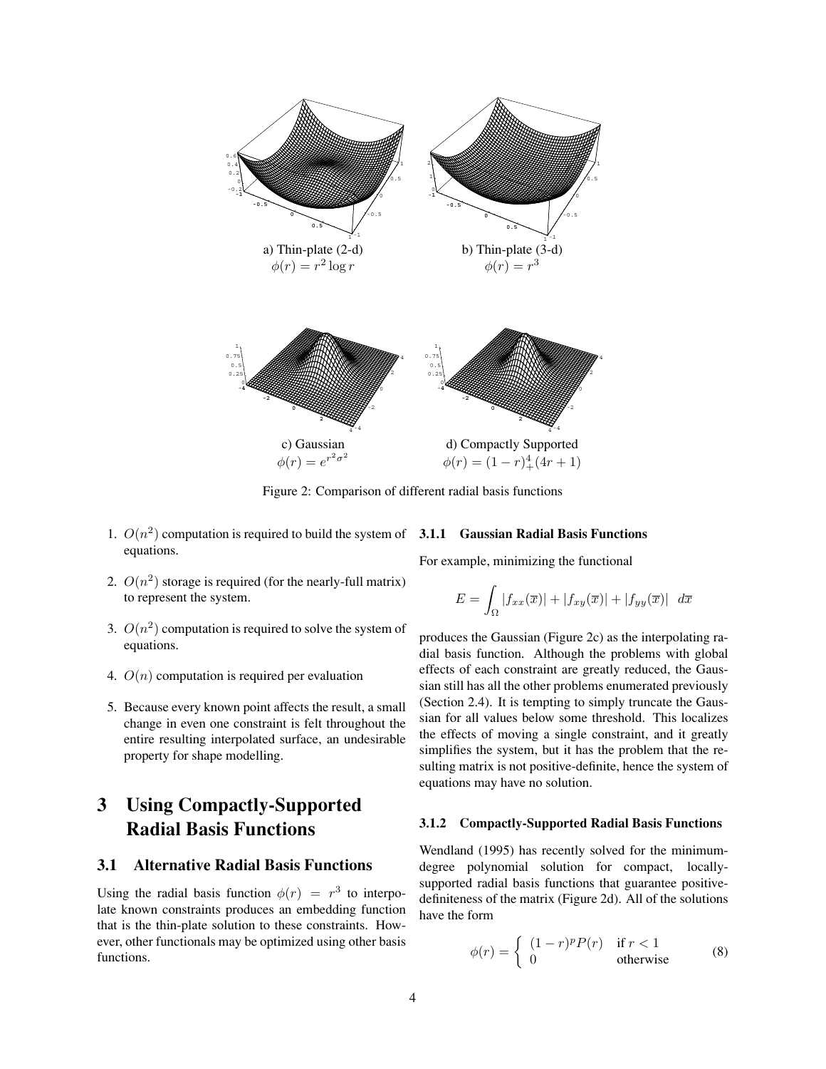a) Thin-plate (2-d)
$\phi(r) = r^2 \log r$

b) Thin-plate (3-d)
$\phi(r) = r^3$

c) Gaussian
$\phi(r) = e^{r^2 \sigma^2}$

d) Compactly Supported
$\phi(r) = (1-r)_+^4 (4r+1)$

Figure 2: Comparison of different radial basis functions

1. $O(n^2)$ computation is required to build the system of equations.

2. $O(n^2)$ storage is required (for the nearly-full matrix) to represent the system.

3. $O(n^2)$ computation is required to solve the system of equations.

4. $O(n)$ computation is required per evaluation

5. Because every known point affects the result, a small change in even one constraint is felt throughout the entire resulting interpolated surface, an undesirable property for shape modelling.

# 3 Using Compactly-Supported Radial Basis Functions

## 3.1 Alternative Radial Basis Functions

Using the radial basis function $\phi(r) = r^3$ to interpolate known constraints produces an embedding function that is the thin-plate solution to these constraints. However, other functionals may be optimized using other basis functions.

### 3.1.1 Gaussian Radial Basis Functions

For example, minimizing the functional

$$E = \int_{\Omega} |f_{xx}(\overline{x})| + |f_{xy}(\overline{x})| + |f_{yy}(\overline{x})| \quad d\overline{x}$$

produces the Gaussian (Figure 2c) as the interpolating radial basis function. Although the problems with global effects of each constraint are greatly reduced, the Gaussian still has all the other problems enumerated previously (Section 2.4). It is tempting to simply truncate the Gaussian for all values below some threshold. This localizes the effects of moving a single constraint, and it greatly simplifies the system, but it has the problem that the resulting matrix is not positive-definite, hence the system of equations may have no solution.

### 3.1.2 Compactly-Supported Radial Basis Functions

Wendland (1995) has recently solved for the minimum-degree polynomial solution for compact, locally-supported radial basis functions that guarantee positive-definiteness of the matrix (Figure 2d). All of the solutions have the form

$$\phi(r) = \begin{cases} (1-r)^p P(r) & \text{if } r < 1 \\ 0 & \text{otherwise} \end{cases} \tag{8}$$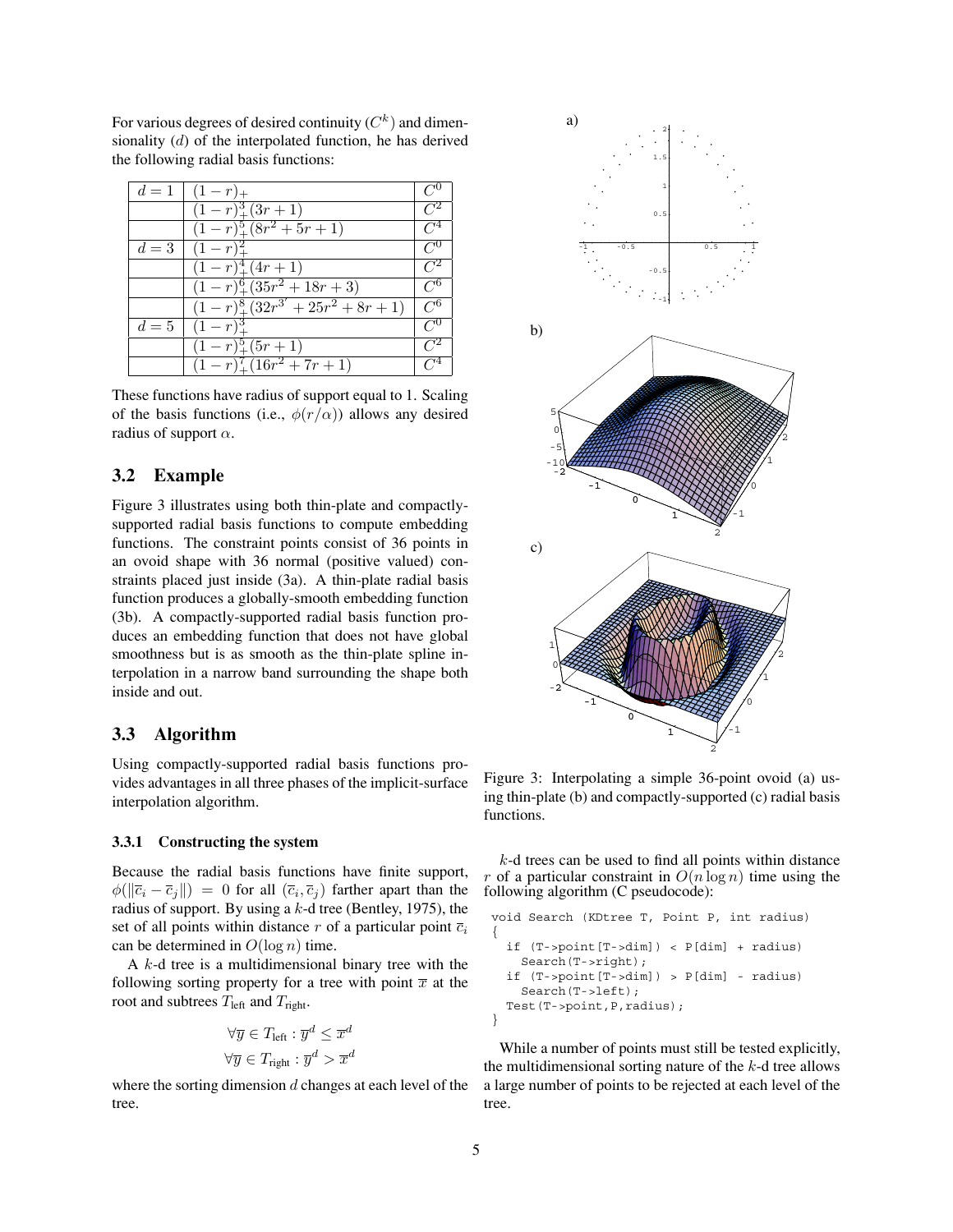For various degrees of desired continuity ($C^k$) and dimensionality ($d$) of the interpolated function, he has derived the following radial basis functions:

| | | |
|---|---|---|
| $d = 1$ | $(1-r)_+$ | $C^0$ |
| | $(1-r)_+^3(3r+1)$ | $C^2$ |
| | $(1-r)_+^5(8r^2+5r+1)$ | $C^4$ |
| $d = 3$ | $(1-r)_+^2$ | $C^0$ |
| | $(1-r)_+^4(4r+1)$ | $C^2$ |
| | $(1-r)_+^6(35r^2+18r+3)$ | $C^6$ |
| | $(1-r)_+^8(32r^{3'}+25r^2+8r+1)$ | $C^6$ |
| $d = 5$ | $(1-r)_+^3$ | $C^0$ |
| | $(1-r)_+^5(5r+1)$ | $C^2$ |
| | $(1-r)_+^7(16r^2+7r+1)$ | $C^4$ |

These functions have radius of support equal to 1. Scaling of the basis functions (i.e., $\phi(r/\alpha)$) allows any desired radius of support $\alpha$.

### 3.2 Example

Figure 3 illustrates using both thin-plate and compactly-supported radial basis functions to compute embedding functions. The constraint points consist of 36 points in an ovoid shape with 36 normal (positive valued) constraints placed just inside (3a). A thin-plate radial basis function produces a globally-smooth embedding function (3b). A compactly-supported radial basis function produces an embedding function that does not have global smoothness but is as smooth as the thin-plate spline interpolation in a narrow band surrounding the shape both inside and out.

### 3.3 Algorithm

Using compactly-supported radial basis functions provides advantages in all three phases of the implicit-surface interpolation algorithm.

#### 3.3.1 Constructing the system

Because the radial basis functions have finite support, $\phi(\|\overline{c}_i - \overline{c}_j\|) = 0$ for all $(\overline{c}_i, \overline{c}_j)$ farther apart than the radius of support. By using a $k$-d tree (Bentley, 1975), the set of all points within distance $r$ of a particular point $\overline{c}_i$ can be determined in $O(\log n)$ time.

A $k$-d tree is a multidimensional binary tree with the following sorting property for a tree with point $\overline{x}$ at the root and subtrees $T_{\text{left}}$ and $T_{\text{right}}$.

$$\forall \overline{y} \in T_{\text{left}} : \overline{y}^d \leq \overline{x}^d$$
$$\forall \overline{y} \in T_{\text{right}} : \overline{y}^d > \overline{x}^d$$

where the sorting dimension $d$ changes at each level of the tree.

Figure 3: Interpolating a simple 36-point ovoid (a) using thin-plate (b) and compactly-supported (c) radial basis functions.

$k$-d trees can be used to find all points within distance $r$ of a particular constraint in $O(n \log n)$ time using the following algorithm (C pseudocode):

```
void Search (KDtree T, Point P, int radius)
{
  if (T->point[T->dim]) < P[dim] + radius)
    Search(T->right);
  if (T->point[T->dim]) > P[dim] - radius)
    Search(T->left);
  Test(T->point,P,radius);
}
```

While a number of points must still be tested explicitly, the multidimensional sorting nature of the $k$-d tree allows a large number of points to be rejected at each level of the tree.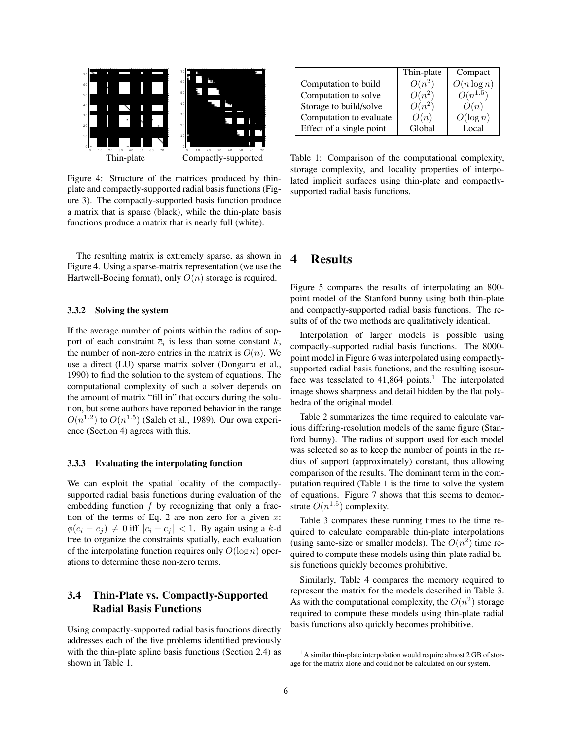Thin-plate Compactly-supported

Figure 4: Structure of the matrices produced by thin-plate and compactly-supported radial basis functions (Figure 3). The compactly-supported basis function produce a matrix that is sparse (black), while the thin-plate basis functions produce a matrix that is nearly full (white).

The resulting matrix is extremely sparse, as shown in Figure 4. Using a sparse-matrix representation (we use the Hartwell-Boeing format), only $O(n)$ storage is required.

### 3.3.2 Solving the system

If the average number of points within the radius of support of each constraint $\overline{c}_i$ is less than some constant $k$, the number of non-zero entries in the matrix is $O(n)$. We use a direct (LU) sparse matrix solver (Dongarra et al., 1990) to find the solution to the system of equations. The computational complexity of such a solver depends on the amount of matrix "fill in" that occurs during the solution, but some authors have reported behavior in the range $O(n^{1.2})$ to $O(n^{1.5})$ (Saleh et al., 1989). Our own experience (Section 4) agrees with this.

### 3.3.3 Evaluating the interpolating function

We can exploit the spatial locality of the compactly-supported radial basis functions during evaluation of the embedding function $f$ by recognizing that only a fraction of the terms of Eq. 2 are non-zero for a given $\overline{x}$: $\phi(\overline{c}_i - \overline{c}_j) \neq 0$ iff $\|\overline{c}_i - \overline{c}_j\| < 1$. By again using a $k$-d tree to organize the constraints spatially, each evaluation of the interpolating function requires only $O(\log n)$ operations to determine these non-zero terms.

## 3.4 Thin-Plate vs. Compactly-Supported Radial Basis Functions

Using compactly-supported radial basis functions directly addresses each of the five problems identified previously with the thin-plate spline basis functions (Section 2.4) as shown in Table 1.

| | Thin-plate | Compact |
|---|---|---|
| Computation to build | $O(n^2)$ | $O(n \log n)$ |
| Computation to solve | $O(n^2)$ | $O(n^{1.5})$ |
| Storage to build/solve | $O(n^2)$ | $O(n)$ |
| Computation to evaluate | $O(n)$ | $O(\log n)$ |
| Effect of a single point | Global | Local |

Table 1: Comparison of the computational complexity, storage complexity, and locality properties of interpolated implicit surfaces using thin-plate and compactly-supported radial basis functions.

# 4 Results

Figure 5 compares the results of interpolating an 800-point model of the Stanford bunny using both thin-plate and compactly-supported radial basis functions. The results of of the two methods are qualitatively identical.

Interpolation of larger models is possible using compactly-supported radial basis functions. The 8000-point model in Figure 6 was interpolated using compactly-supported radial basis functions, and the resulting isosurface was tesselated to 41,864 points.[1] The interpolated image shows sharpness and detail hidden by the flat polyhedra of the original model.

Table 2 summarizes the time required to calculate various differing-resolution models of the same figure (Stanford bunny). The radius of support used for each model was selected so as to keep the number of points in the radius of support (approximately) constant, thus allowing comparison of the results. The dominant term in the computation required (Table 1 is the time to solve the system of equations. Figure 7 shows that this seems to demonstrate $O(n^{1.5})$ complexity.

Table 3 compares these running times to the time required to calculate comparable thin-plate interpolations (using same-size or smaller models). The $O(n^2)$ time required to compute these models using thin-plate radial basis functions quickly becomes prohibitive.

Similarly, Table 4 compares the memory required to represent the matrix for the models described in Table 3. As with the computational complexity, the $O(n^2)$ storage required to compute these models using thin-plate radial basis functions also quickly becomes prohibitive.

[1] A similar thin-plate interpolation would require almost 2 GB of storage for the matrix alone and could not be calculated on our system.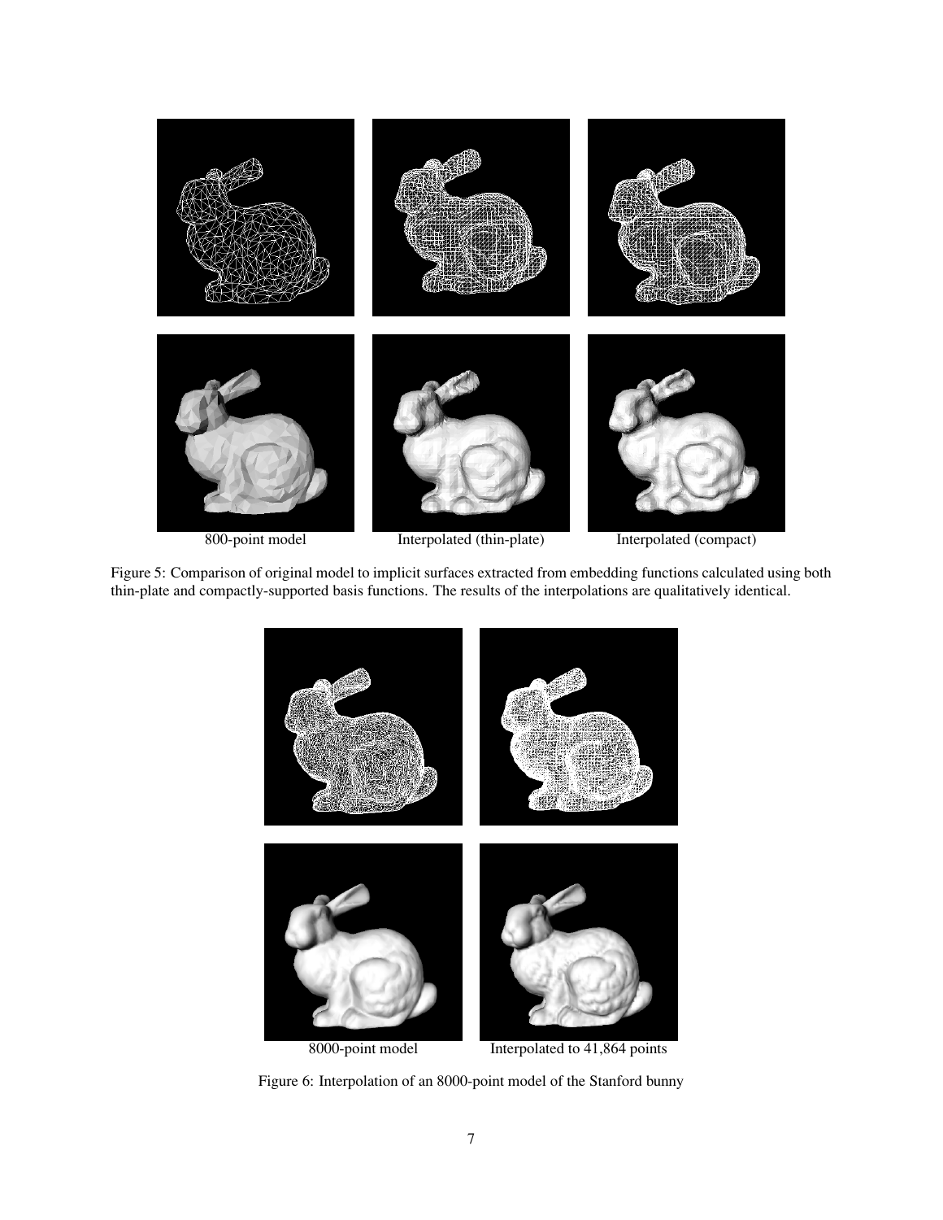800-point model    Interpolated (thin-plate)    Interpolated (compact)

Figure 5: Comparison of original model to implicit surfaces extracted from embedding functions calculated using both thin-plate and compactly-supported basis functions. The results of the interpolations are qualitatively identical.

8000-point model    Interpolated to 41,864 points

Figure 6: Interpolation of an 8000-point model of the Stanford bunny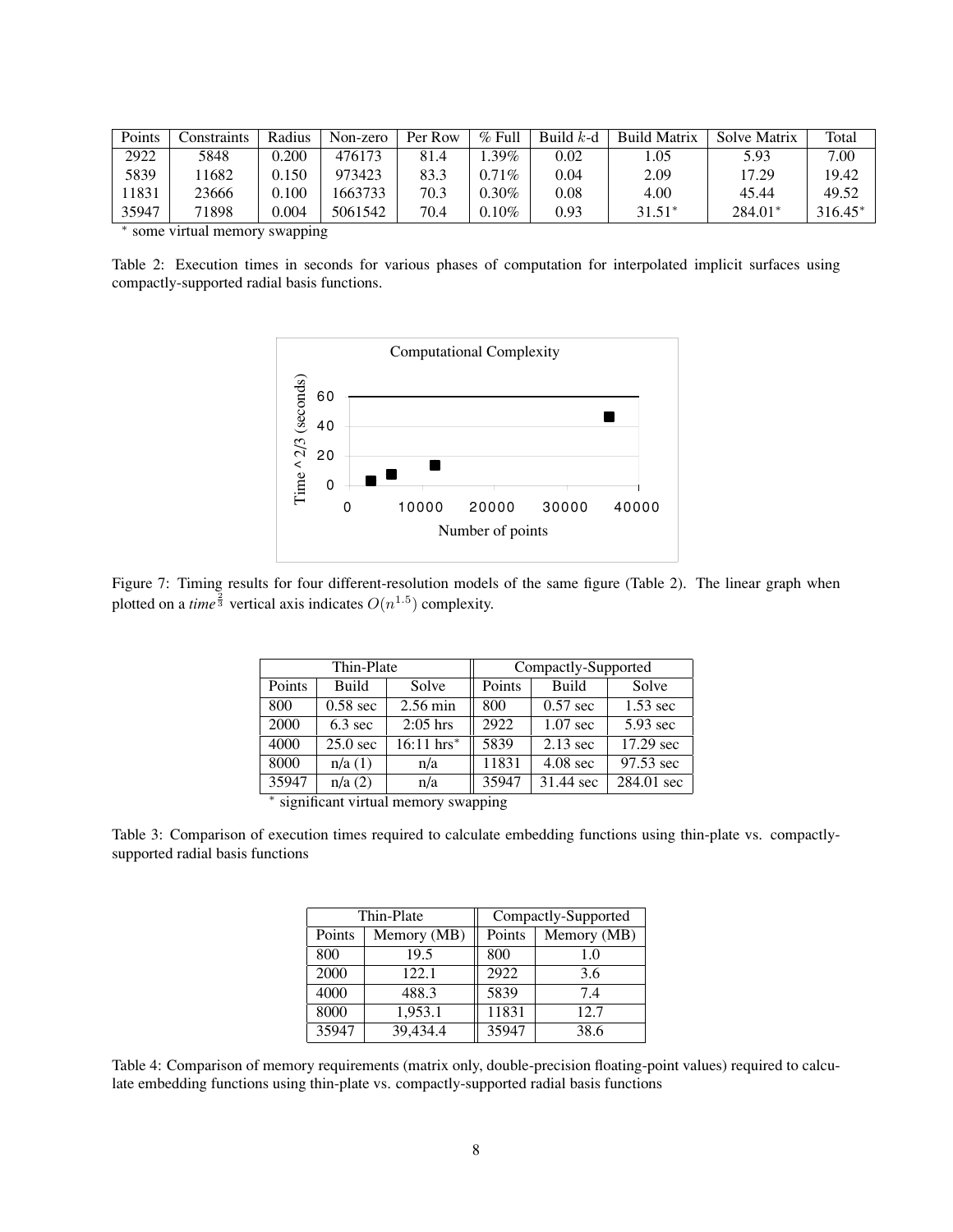| Points | Constraints | Radius | Non-zero | Per Row | % Full | Build $k$-d | Build Matrix | Solve Matrix | Total |
|---|---|---|---|---|---|---|---|---|---|
| 2922 | 5848 | 0.200 | 476173 | 81.4 | 1.39% | 0.02 | 1.05 | 5.93 | 7.00 |
| 5839 | 11682 | 0.150 | 973423 | 83.3 | 0.71% | 0.04 | 2.09 | 17.29 | 19.42 |
| 11831 | 23666 | 0.100 | 1663733 | 70.3 | 0.30% | 0.08 | 4.00 | 45.44 | 49.52 |
| 35947 | 71898 | 0.004 | 5061542 | 70.4 | 0.10% | 0.93 | 31.51* | 284.01* | 316.45* |

\* some virtual memory swapping

Table 2: Execution times in seconds for various phases of computation for interpolated implicit surfaces using compactly-supported radial basis functions.

Figure 7: Timing results for four different-resolution models of the same figure (Table 2). The linear graph when plotted on a *time*$^{\frac{2}{3}}$ vertical axis indicates $O(n^{1.5})$ complexity.

| Thin-Plate | | | Compactly-Supported | | |
|---|---|---|---|---|---|
| Points | Build | Solve | Points | Build | Solve |
| 800 | 0.58 sec | 2.56 min | 800 | 0.57 sec | 1.53 sec |
| 2000 | 6.3 sec | 2:05 hrs | 2922 | 1.07 sec | 5.93 sec |
| 4000 | 25.0 sec | 16:11 hrs* | 5839 | 2.13 sec | 17.29 sec |
| 8000 | n/a (1) | n/a | 11831 | 4.08 sec | 97.53 sec |
| 35947 | n/a (2) | n/a | 35947 | 31.44 sec | 284.01 sec |

\* significant virtual memory swapping

Table 3: Comparison of execution times required to calculate embedding functions using thin-plate vs. compactly-supported radial basis functions

| Thin-Plate | | Compactly-Supported | |
|---|---|---|---|
| Points | Memory (MB) | Points | Memory (MB) |
| 800 | 19.5 | 800 | 1.0 |
| 2000 | 122.1 | 2922 | 3.6 |
| 4000 | 488.3 | 5839 | 7.4 |
| 8000 | 1,953.1 | 11831 | 12.7 |
| 35947 | 39,434.4 | 35947 | 38.6 |

Table 4: Comparison of memory requirements (matrix only, double-precision floating-point values) required to calculate embedding functions using thin-plate vs. compactly-supported radial basis functions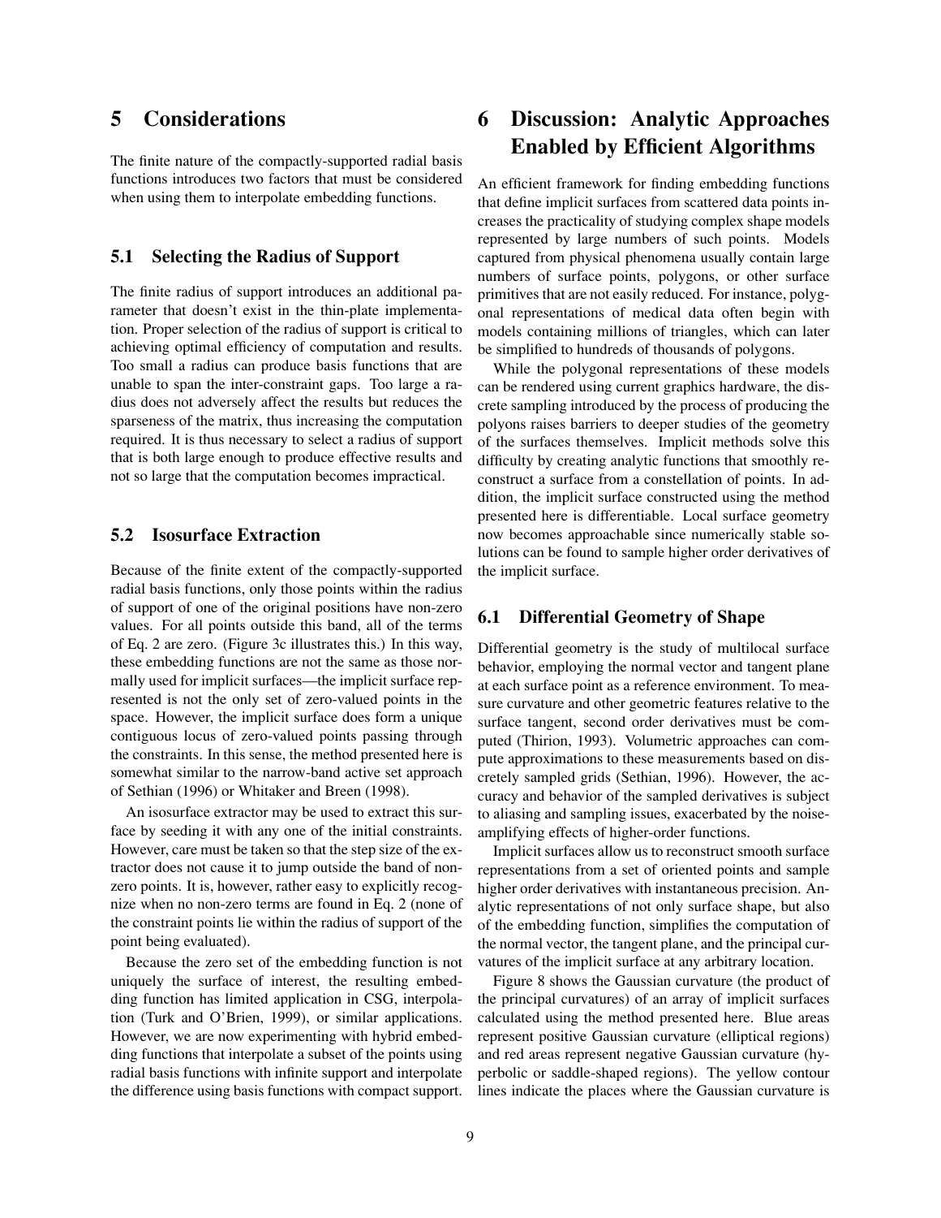# 5 Considerations

The finite nature of the compactly-supported radial basis functions introduces two factors that must be considered when using them to interpolate embedding functions.

## 5.1 Selecting the Radius of Support

The finite radius of support introduces an additional parameter that doesn't exist in the thin-plate implementation. Proper selection of the radius of support is critical to achieving optimal efficiency of computation and results. Too small a radius can produce basis functions that are unable to span the inter-constraint gaps. Too large a radius does not adversely affect the results but reduces the sparseness of the matrix, thus increasing the computation required. It is thus necessary to select a radius of support that is both large enough to produce effective results and not so large that the computation becomes impractical.

## 5.2 Isosurface Extraction

Because of the finite extent of the compactly-supported radial basis functions, only those points within the radius of support of one of the original positions have non-zero values. For all points outside this band, all of the terms of Eq. 2 are zero. (Figure 3c illustrates this.) In this way, these embedding functions are not the same as those normally used for implicit surfaces—the implicit surface represented is not the only set of zero-valued points in the space. However, the implicit surface does form a unique contiguous locus of zero-valued points passing through the constraints. In this sense, the method presented here is somewhat similar to the narrow-band active set approach of Sethian (1996) or Whitaker and Breen (1998).

An isosurface extractor may be used to extract this surface by seeding it with any one of the initial constraints. However, care must be taken so that the step size of the extractor does not cause it to jump outside the band of non-zero points. It is, however, rather easy to explicitly recognize when no non-zero terms are found in Eq. 2 (none of the constraint points lie within the radius of support of the point being evaluated).

Because the zero set of the embedding function is not uniquely the surface of interest, the resulting embedding function has limited application in CSG, interpolation (Turk and O'Brien, 1999), or similar applications. However, we are now experimenting with hybrid embedding functions that interpolate a subset of the points using radial basis functions with infinite support and interpolate the difference using basis functions with compact support.

# 6 Discussion: Analytic Approaches Enabled by Efficient Algorithms

An efficient framework for finding embedding functions that define implicit surfaces from scattered data points increases the practicality of studying complex shape models represented by large numbers of such points. Models captured from physical phenomena usually contain large numbers of surface points, polygons, or other surface primitives that are not easily reduced. For instance, polygonal representations of medical data often begin with models containing millions of triangles, which can later be simplified to hundreds of thousands of polygons.

While the polygonal representations of these models can be rendered using current graphics hardware, the discrete sampling introduced by the process of producing the polyons raises barriers to deeper studies of the geometry of the surfaces themselves. Implicit methods solve this difficulty by creating analytic functions that smoothly reconstruct a surface from a constellation of points. In addition, the implicit surface constructed using the method presented here is differentiable. Local surface geometry now becomes approachable since numerically stable solutions can be found to sample higher order derivatives of the implicit surface.

## 6.1 Differential Geometry of Shape

Differential geometry is the study of multilocal surface behavior, employing the normal vector and tangent plane at each surface point as a reference environment. To measure curvature and other geometric features relative to the surface tangent, second order derivatives must be computed (Thirion, 1993). Volumetric approaches can compute approximations to these measurements based on discretely sampled grids (Sethian, 1996). However, the accuracy and behavior of the sampled derivatives is subject to aliasing and sampling issues, exacerbated by the noise-amplifying effects of higher-order functions.

Implicit surfaces allow us to reconstruct smooth surface representations from a set of oriented points and sample higher order derivatives with instantaneous precision. Analytic representations of not only surface shape, but also of the embedding function, simplifies the computation of the normal vector, the tangent plane, and the principal curvatures of the implicit surface at any arbitrary location.

Figure 8 shows the Gaussian curvature (the product of the principal curvatures) of an array of implicit surfaces calculated using the method presented here. Blue areas represent positive Gaussian curvature (elliptical regions) and red areas represent negative Gaussian curvature (hyperbolic or saddle-shaped regions). The yellow contour lines indicate the places where the Gaussian curvature is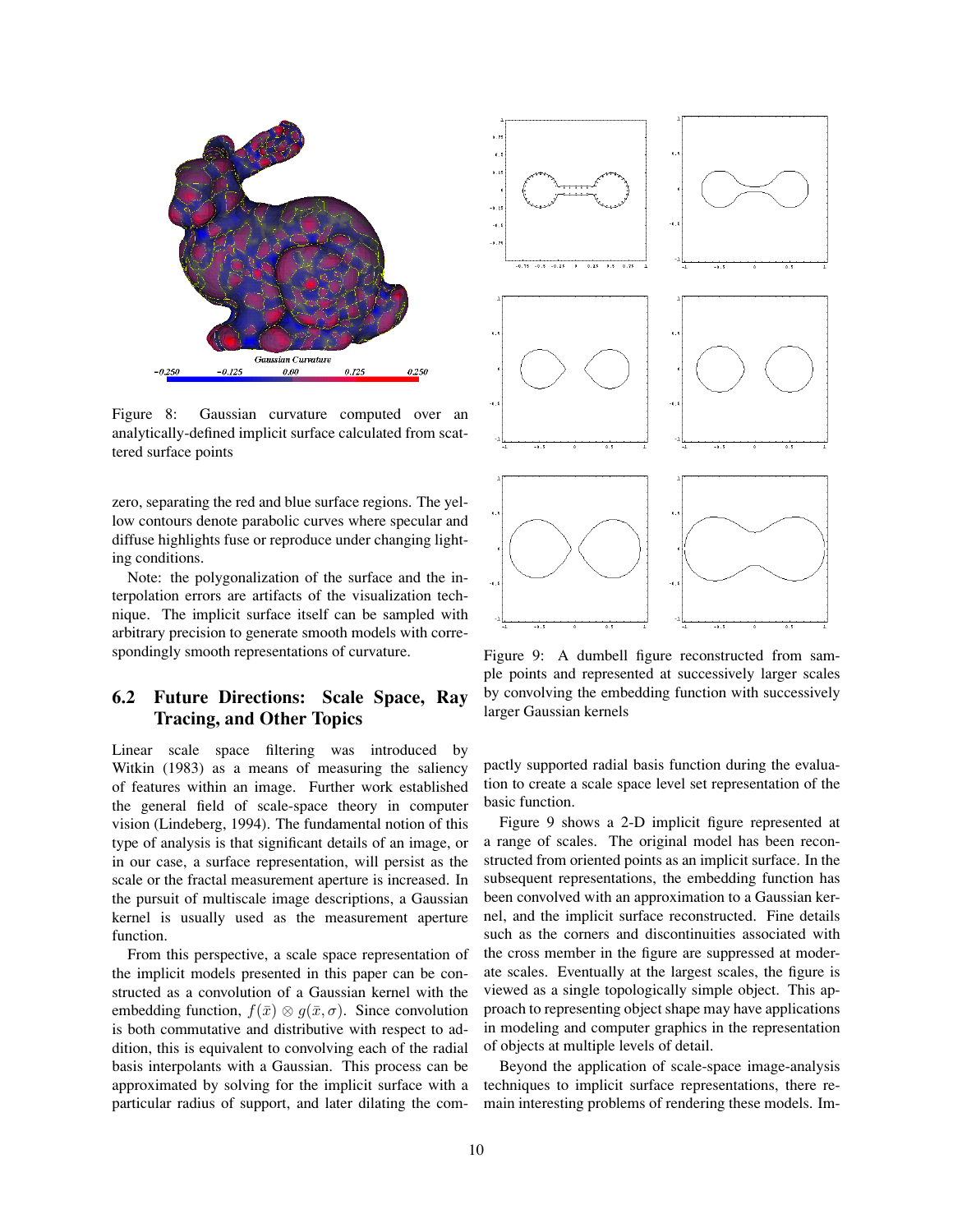Figure 8: Gaussian curvature computed over an analytically-defined implicit surface calculated from scattered surface points

zero, separating the red and blue surface regions. The yellow contours denote parabolic curves where specular and diffuse highlights fuse or reproduce under changing lighting conditions.

Note: the polygonalization of the surface and the interpolation errors are artifacts of the visualization technique. The implicit surface itself can be sampled with arbitrary precision to generate smooth models with correspondingly smooth representations of curvature.

## 6.2 Future Directions: Scale Space, Ray Tracing, and Other Topics

Linear scale space filtering was introduced by Witkin (1983) as a means of measuring the saliency of features within an image. Further work established the general field of scale-space theory in computer vision (Lindeberg, 1994). The fundamental notion of this type of analysis is that significant details of an image, or in our case, a surface representation, will persist as the scale or the fractal measurement aperture is increased. In the pursuit of multiscale image descriptions, a Gaussian kernel is usually used as the measurement aperture function.

From this perspective, a scale space representation of the implicit models presented in this paper can be constructed as a convolution of a Gaussian kernel with the embedding function, $f(\bar{x}) \otimes g(\bar{x}, \sigma)$. Since convolution is both commutative and distributive with respect to addition, this is equivalent to convolving each of the radial basis interpolants with a Gaussian. This process can be approximated by solving for the implicit surface with a particular radius of support, and later dilating the compactly supported radial basis function during the evaluation to create a scale space level set representation of the basic function.

Figure 9: A dumbell figure reconstructed from sample points and represented at successively larger scales by convolving the embedding function with successively larger Gaussian kernels

Figure 9 shows a 2-D implicit figure represented at a range of scales. The original model has been reconstructed from oriented points as an implicit surface. In the subsequent representations, the embedding function has been convolved with an approximation to a Gaussian kernel, and the implicit surface reconstructed. Fine details such as the corners and discontinuities associated with the cross member in the figure are suppressed at moderate scales. Eventually at the largest scales, the figure is viewed as a single topologically simple object. This approach to representing object shape may have applications in modeling and computer graphics in the representation of objects at multiple levels of detail.

Beyond the application of scale-space image-analysis techniques to implicit surface representations, there remain interesting problems of rendering these models. Im-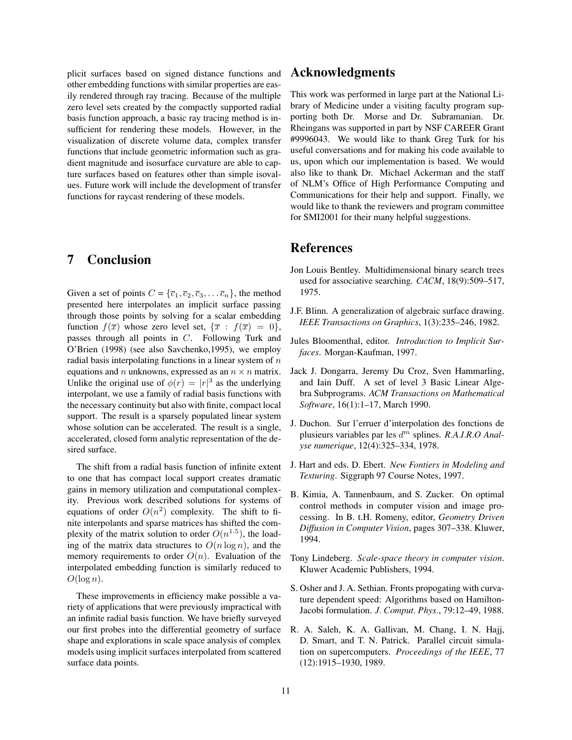plicit surfaces based on signed distance functions and other embedding functions with similar properties are easily rendered through ray tracing. Because of the multiple zero level sets created by the compactly supported radial basis function approach, a basic ray tracing method is insufficient for rendering these models. However, in the visualization of discrete volume data, complex transfer functions that include geometric information such as gradient magnitude and isosurface curvature are able to capture surfaces based on features other than simple isovalues. Future work will include the development of transfer functions for raycast rendering of these models.

# 7 Conclusion

Given a set of points $C = \{\overline{c}_1, \overline{c}_2, \overline{c}_3, \ldots \overline{c}_n\}$, the method presented here interpolates an implicit surface passing through those points by solving for a scalar embedding function $f(\overline{x})$ whose zero level set, $\{\overline{x} : f(\overline{x}) = 0\}$, passes through all points in $C$. Following Turk and O'Brien (1998) (see also Savchenko,1995), we employ radial basis interpolating functions in a linear system of $n$ equations and $n$ unknowns, expressed as an $n \times n$ matrix. Unlike the original use of $\phi(r) = |r|^3$ as the underlying interpolant, we use a family of radial basis functions with the necessary continuity but also with finite, compact local support. The result is a sparsely populated linear system whose solution can be accelerated. The result is a single, accelerated, closed form analytic representation of the desired surface.

The shift from a radial basis function of infinite extent to one that has compact local support creates dramatic gains in memory utilization and computational complexity. Previous work described solutions for systems of equations of order $O(n^2)$ complexity. The shift to finite interpolants and sparse matrices has shifted the complexity of the matrix solution to order $O(n^{1.5})$, the loading of the matrix data structures to $O(n \log n)$, and the memory requirements to order $O(n)$. Evaluation of the interpolated embedding function is similarly reduced to $O(\log n)$.

These improvements in efficiency make possible a variety of applications that were previously impractical with an infinite radial basis function. We have briefly surveyed our first probes into the differential geometry of surface shape and explorations in scale space analysis of complex models using implicit surfaces interpolated from scattered surface data points.

# Acknowledgments

This work was performed in large part at the National Library of Medicine under a visiting faculty program supporting both Dr. Morse and Dr. Subramanian. Dr. Rheingans was supported in part by NSF CAREER Grant #9996043. We would like to thank Greg Turk for his useful conversations and for making his code available to us, upon which our implementation is based. We would also like to thank Dr. Michael Ackerman and the staff of NLM's Office of High Performance Computing and Communications for their help and support. Finally, we would like to thank the reviewers and program committee for SMI2001 for their many helpful suggestions.

# References

Jon Louis Bentley. Multidimensional binary search trees used for associative searching. *CACM*, 18(9):509–517, 1975.

J.F. Blinn. A generalization of algebraic surface drawing. *IEEE Transactions on Graphics*, 1(3):235–246, 1982.

Jules Bloomenthal, editor. *Introduction to Implicit Surfaces*. Morgan-Kaufman, 1997.

Jack J. Dongarra, Jeremy Du Croz, Sven Hammarling, and Iain Duff. A set of level 3 Basic Linear Algebra Subprograms. *ACM Transactions on Mathematical Software*, 16(1):1–17, March 1990.

J. Duchon. Sur l'erruer d'interpolation des fonctions de plusieurs variables par les $d^m$ splines. *R.A.I.R.O Analyse numerique*, 12(4):325–334, 1978.

J. Hart and eds. D. Ebert. *New Fontiers in Modeling and Texturing*. Siggraph 97 Course Notes, 1997.

B. Kimia, A. Tannenbaum, and S. Zucker. On optimal control methods in computer vision and image processing. In B. t.H. Romeny, editor, *Geometry Driven Diffusion in Computer Vision*, pages 307–338. Kluwer, 1994.

Tony Lindeberg. *Scale-space theory in computer vision*. Kluwer Academic Publishers, 1994.

S. Osher and J. A. Sethian. Fronts propogating with curvature dependent speed: Algorithms based on Hamilton-Jacobi formulation. *J. Comput. Phys.*, 79:12–49, 1988.

R. A. Saleh, K. A. Gallivan, M. Chang, I. N. Hajj, D. Smart, and T. N. Patrick. Parallel circuit simulation on supercomputers. *Proceedings of the IEEE*, 77 (12):1915–1930, 1989.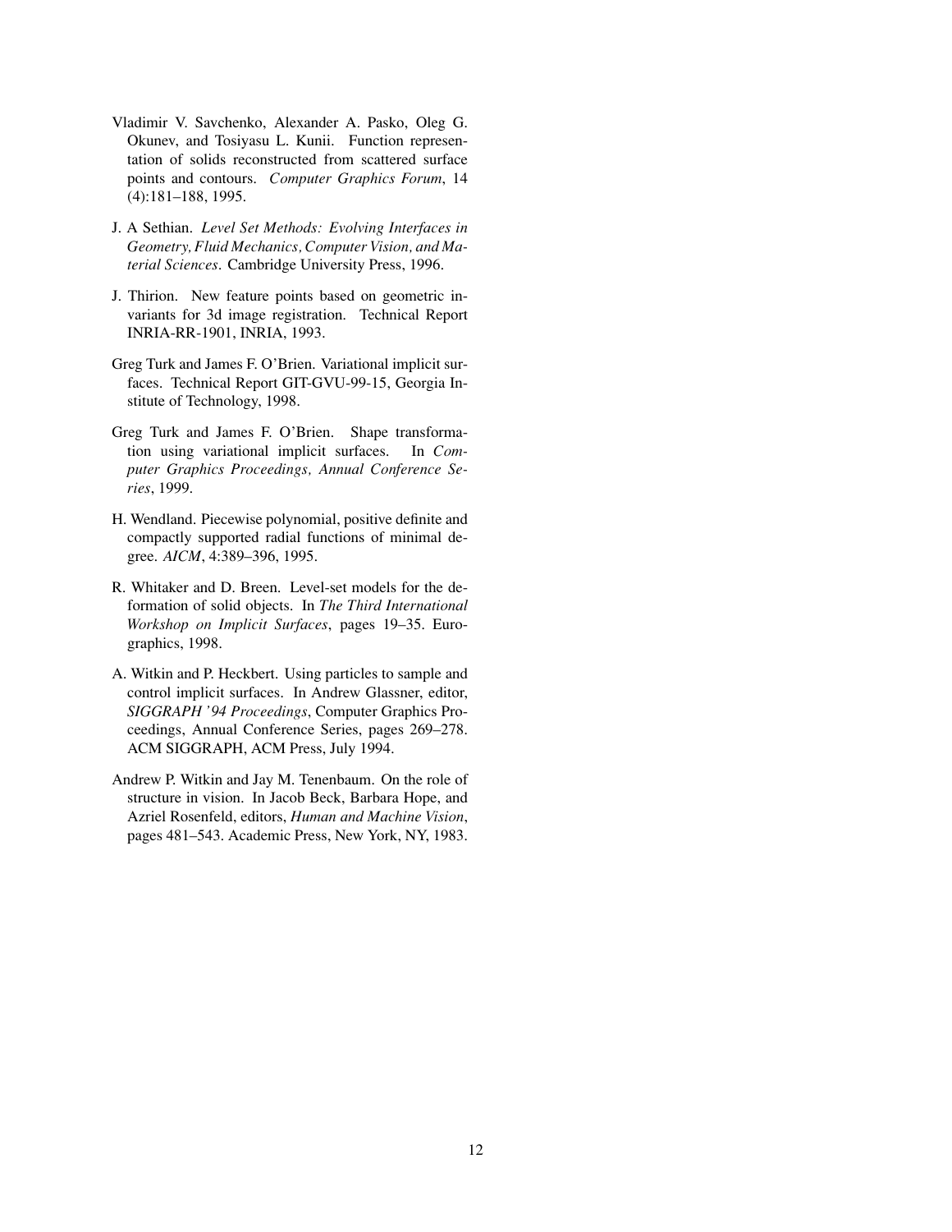Vladimir V. Savchenko, Alexander A. Pasko, Oleg G. Okunev, and Tosiyasu L. Kunii. Function representation of solids reconstructed from scattered surface points and contours. *Computer Graphics Forum*, 14 (4):181–188, 1995.

J. A Sethian. *Level Set Methods: Evolving Interfaces in Geometry, Fluid Mechanics, Computer Vision, and Material Sciences*. Cambridge University Press, 1996.

J. Thirion. New feature points based on geometric invariants for 3d image registration. Technical Report INRIA-RR-1901, INRIA, 1993.

Greg Turk and James F. O'Brien. Variational implicit surfaces. Technical Report GIT-GVU-99-15, Georgia Institute of Technology, 1998.

Greg Turk and James F. O'Brien. Shape transformation using variational implicit surfaces. In *Computer Graphics Proceedings, Annual Conference Series*, 1999.

H. Wendland. Piecewise polynomial, positive definite and compactly supported radial functions of minimal degree. *AICM*, 4:389–396, 1995.

R. Whitaker and D. Breen. Level-set models for the deformation of solid objects. In *The Third International Workshop on Implicit Surfaces*, pages 19–35. Eurographics, 1998.

A. Witkin and P. Heckbert. Using particles to sample and control implicit surfaces. In Andrew Glassner, editor, *SIGGRAPH '94 Proceedings*, Computer Graphics Proceedings, Annual Conference Series, pages 269–278. ACM SIGGRAPH, ACM Press, July 1994.

Andrew P. Witkin and Jay M. Tenenbaum. On the role of structure in vision. In Jacob Beck, Barbara Hope, and Azriel Rosenfeld, editors, *Human and Machine Vision*, pages 481–543. Academic Press, New York, NY, 1983.